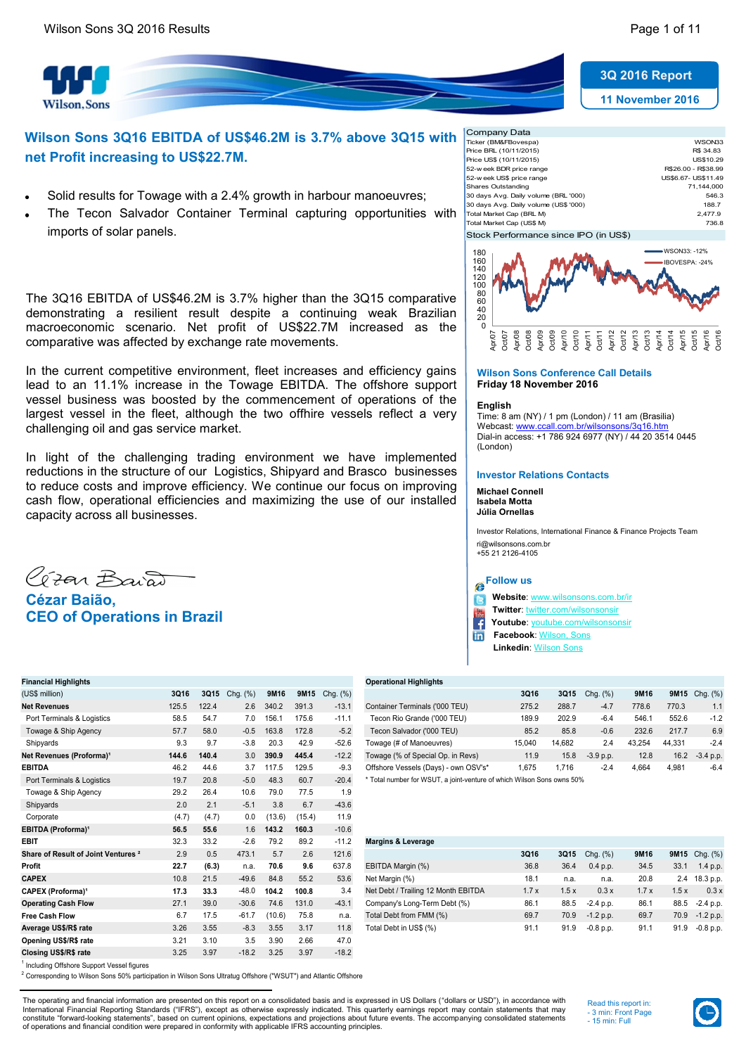# Wilson Sons 3Q16 EBITDA of US$46.2M is 3.7% above 3Q15 with net Profit increasing to US$22.7M.

**3Q 2016 Report**

**11 November 2016**

- Solid results for Towage with a 2.4% growth in harbour manoeuvres;
- The Tecon Salvador Container Terminal capturing opportunities with imports of solar panels.

The 3Q16 EBITDA of US$46.2M is 3.7% higher than the 3Q15 comparative demonstrating a resilient result despite a continuing weak Brazilian macroeconomic scenario. Net profit of US$22.7M increased as the comparative was affected by exchange rate movements.

In the current competitive environment, fleet increases and efficiency gains lead to an 11.1% increase in the Towage EBITDA. The offshore support vessel business was boosted by the commencement of operations of the largest vessel in the fleet, although the two offhire vessels reflect a very challenging oil and gas service market.

In light of the challenging trading environment we have implemented reductions in the structure of our Logistics, Shipyard and Brasco businesses to reduce costs and improve efficiency. We continue our focus on improving cash flow, operational efficiencies and maximizing the use of our installed capacity across all businesses.

**Cézar Baião,**
**CEO of Operations in Brazil**

| Company Data | |
|---|---|
| Ticker (BM&FBovespa) | WSON33 |
| Price BRL (10/11/2015) | R$ 34.83 |
| Price US$ (10/11/2015) | US$10.29 |
| 52-week BDR price range | R$26.00 - R$38.99 |
| 52-week US$ price range | US$6.67- US$11.49 |
| Shares Outstanding | 71,144,000 |
| 30 days Avg. Daily volume (BRL '000) | 546.3 |
| 30 days Avg. Daily volume (US$ '000) | 188.7 |
| Total Market Cap (BRL M) | 2,477.9 |
| Total Market Cap (US$ M) | 736.8 |

**Stock Performance since IPO (in US$)**

WSON33: -12%; IBOVESPA: -24%

### Wilson Sons Conference Call Details

**Friday 18 November 2016**

**English**
Time: 8 am (NY) / 1 pm (London) / 11 am (Brasilia)
Webcast: www.ccall.com.br/wilsonsons/3q16.htm
Dial-in access: +1 786 924 6977 (NY) / 44 20 3514 0445 (London)

### Investor Relations Contacts

**Michael Connell**
**Isabela Motta**
**Júlia Ornellas**

Investor Relations, International Finance & Finance Projects Team
ri@wilsonsons.com.br
+55 21 2126-4105

### Follow us

**Website**: www.wilsonsons.com.br/ir
**Twitter**: twitter.com/wilsonsonsir
**Youtube**: youtube.com/wilsonsonsir
**Facebook**: Wilson, Sons
**Linkedin**: Wilson Sons

| Financial Highlights (US$ million) | 3Q16 | 3Q15 | Chg. (%) | 9M16 | 9M15 | Chg. (%) |
|---|---|---|---|---|---|---|
| **Net Revenues** | 125.5 | 122.4 | 2.6 | 340.2 | 391.3 | -13.1 |
| Port Terminals & Logistics | 58.5 | 54.7 | 7.0 | 156.1 | 175.6 | -11.1 |
| Towage & Ship Agency | 57.7 | 58.0 | -0.5 | 163.8 | 172.8 | -5.2 |
| Shipyards | 9.3 | 9.7 | -3.8 | 20.3 | 42.9 | -52.6 |
| **Net Revenues (Proforma)**[1] | 144.6 | 140.4 | 3.0 | 390.9 | 445.4 | -12.2 |
| **EBITDA** | 46.2 | 44.6 | 3.7 | 117.5 | 129.5 | -9.3 |
| Port Terminals & Logistics | 19.7 | 20.8 | -5.0 | 48.3 | 60.7 | -20.4 |
| Towage & Ship Agency | 29.2 | 26.4 | 10.6 | 79.0 | 77.5 | 1.9 |
| Shipyards | 2.0 | 2.1 | -5.1 | 3.8 | 6.7 | -43.6 |
| Corporate | (4.7) | (4.7) | 0.0 | (13.6) | (15.4) | 11.9 |
| **EBITDA (Proforma)**[1] | 56.5 | 55.6 | 1.6 | 143.2 | 160.3 | -10.6 |
| **EBIT** | 32.3 | 33.2 | -2.6 | 79.2 | 89.2 | -11.2 |
| **Share of Result of Joint Ventures**[2] | 2.9 | 0.5 | 473.1 | 5.7 | 2.6 | 121.6 |
| **Profit** | 22.7 | (6.3) | n.a. | 70.6 | 9.6 | 637.8 |
| **CAPEX** | 10.8 | 21.5 | -49.6 | 84.8 | 55.2 | 53.6 |
| **CAPEX (Proforma)**[1] | 17.3 | 33.3 | -48.0 | 104.2 | 100.8 | 3.4 |
| **Operating Cash Flow** | 27.1 | 39.0 | -30.6 | 74.6 | 131.0 | -43.1 |
| **Free Cash Flow** | 6.7 | 17.5 | -61.7 | (10.6) | 75.8 | n.a. |
| **Average US$/R$ rate** | 3.26 | 3.55 | -8.3 | 3.55 | 3.17 | 11.8 |
| **Opening US$/R$ rate** | 3.21 | 3.10 | 3.5 | 3.90 | 2.66 | 47.0 |
| **Closing US$/R$ rate** | 3.25 | 3.97 | -18.2 | 3.25 | 3.97 | -18.2 |

[1] Including Offshore Support Vessel figures
[2] Corresponding to Wilson Sons 50% participation in Wilson Sons Ultratug Offshore ("WSUT") and Atlantic Offshore

| Operational Highlights | 3Q16 | 3Q15 | Chg. (%) | 9M16 | 9M15 | Chg. (%) |
|---|---|---|---|---|---|---|
| Container Terminals ('000 TEU) | 275.2 | 288.7 | -4.7 | 778.6 | 770.3 | 1.1 |
| Tecon Rio Grande ('000 TEU) | 189.9 | 202.9 | -6.4 | 546.1 | 552.6 | -1.2 |
| Tecon Salvador ('000 TEU) | 85.2 | 85.8 | -0.6 | 232.6 | 217.7 | 6.9 |
| Towage (# of Manoeuvres) | 15,040 | 14,682 | 2.4 | 43,254 | 44,331 | -2.4 |
| Towage (% of Special Op. in Revs) | 11.9 | 15.8 | -3.9 p.p. | 12.8 | 16.2 | -3.4 p.p. |
| Offshore Vessels (Days) - own OSV's* | 1,675 | 1,716 | -2.4 | 4,664 | 4,981 | -6.4 |

\* Total number for WSUT, a joint-venture of which Wilson Sons owns 50%

| Margins & Leverage | 3Q16 | 3Q15 | Chg. (%) | 9M16 | 9M15 | Chg. (%) |
|---|---|---|---|---|---|---|
| EBITDA Margin (%) | 36.8 | 36.4 | 0.4 p.p. | 34.5 | 33.1 | 1.4 p.p. |
| Net Margin (%) | 18.1 | n.a. | n.a. | 20.8 | 2.4 | 18.3 p.p. |
| Net Debt / Trailing 12 Month EBITDA | 1.7 x | 1.5 x | 0.3 x | 1.7 x | 1.5 x | 0.3 x |
| Company's Long-Term Debt (%) | 86.1 | 88.5 | -2.4 p.p. | 86.1 | 88.5 | -2.4 p.p. |
| Total Debt from FMM (%) | 69.7 | 70.9 | -1.2 p.p. | 69.7 | 70.9 | -1.2 p.p. |
| Total Debt in US$ (%) | 91.1 | 91.9 | -0.8 p.p. | 91.1 | 91.9 | -0.8 p.p. |

The operating and financial information are presented on this report on a consolidated basis and is expressed in US Dollars ("dollars or USD"), in accordance with International Financial Reporting Standards ("IFRS"), except as otherwise expressly indicated. This quarterly earnings report may contain statements that may constitute "forward-looking statements", based on current opinions, expectations and projections about future events. The accompanying consolidated statements of operations and financial condition were prepared in conformity with applicable IFRS accounting principles.

Read this report in:
- 3 min: Front Page
- 15 min: Full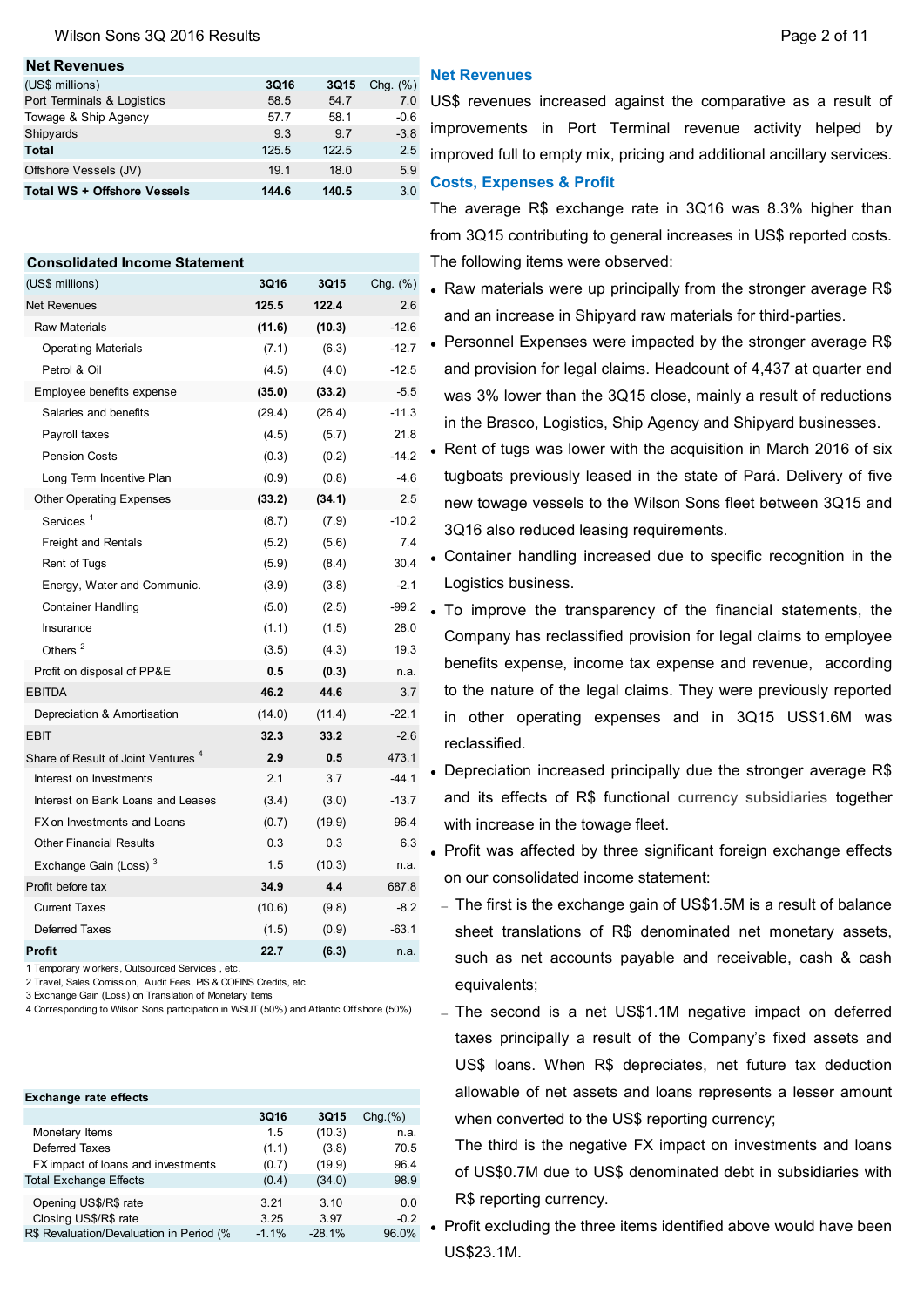**Net Revenues**

| (US$ millions) | 3Q16 | 3Q15 | Chg. (%) |
|---|---|---|---|
| Port Terminals & Logistics | 58.5 | 54.7 | 7.0 |
| Towage & Ship Agency | 57.7 | 58.1 | -0.6 |
| Shipyards | 9.3 | 9.7 | -3.8 |
| **Total** | **125.5** | **122.5** | **2.5** |
| Offshore Vessels (JV) | 19.1 | 18.0 | 5.9 |
| **Total WS + Offshore Vessels** | **144.6** | **140.5** | **3.0** |

**Consolidated Income Statement**

| (US$ millions) | 3Q16 | 3Q15 | Chg. (%) |
|---|---|---|---|
| Net Revenues | **125.5** | **122.4** | 2.6 |
| Raw Materials | **(11.6)** | **(10.3)** | -12.6 |
| Operating Materials | (7.1) | (6.3) | -12.7 |
| Petrol & Oil | (4.5) | (4.0) | -12.5 |
| Employee benefits expense | **(35.0)** | **(33.2)** | -5.5 |
| Salaries and benefits | (29.4) | (26.4) | -11.3 |
| Payroll taxes | (4.5) | (5.7) | 21.8 |
| Pension Costs | (0.3) | (0.2) | -14.2 |
| Long Term Incentive Plan | (0.9) | (0.8) | -4.6 |
| Other Operating Expenses | **(33.2)** | **(34.1)** | 2.5 |
| Services [1] | (8.7) | (7.9) | -10.2 |
| Freight and Rentals | (5.2) | (5.6) | 7.4 |
| Rent of Tugs | (5.9) | (8.4) | 30.4 |
| Energy, Water and Communic. | (3.9) | (3.8) | -2.1 |
| Container Handling | (5.0) | (2.5) | -99.2 |
| Insurance | (1.1) | (1.5) | 28.0 |
| Others [2] | (3.5) | (4.3) | 19.3 |
| Profit on disposal of PP&E | **0.5** | **(0.3)** | n.a. |
| EBITDA | **46.2** | **44.6** | 3.7 |
| Depreciation & Amortisation | (14.0) | (11.4) | -22.1 |
| EBIT | **32.3** | **33.2** | -2.6 |
| Share of Result of Joint Ventures [4] | **2.9** | **0.5** | 473.1 |
| Interest on Investments | 2.1 | 3.7 | -44.1 |
| Interest on Bank Loans and Leases | (3.4) | (3.0) | -13.7 |
| FX on Investments and Loans | (0.7) | (19.9) | 96.4 |
| Other Financial Results | 0.3 | 0.3 | 6.3 |
| Exchange Gain (Loss) [3] | 1.5 | (10.3) | n.a. |
| Profit before tax | **34.9** | **4.4** | 687.8 |
| Current Taxes | (10.6) | (9.8) | -8.2 |
| Deferred Taxes | (1.5) | (0.9) | -63.1 |
| **Profit** | **22.7** | **(6.3)** | n.a. |

1 Temporary workers, Outsourced Services , etc.
2 Travel, Sales Comission, Audit Fees, PIS & COFINS Credits, etc.
3 Exchange Gain (Loss) on Translation of Monetary Items
4 Corresponding to Wilson Sons participation in WSUT (50%) and Atlantic Offshore (50%)

**Exchange rate effects**

| | 3Q16 | 3Q15 | Chg.(%) |
|---|---|---|---|
| Monetary Items | 1.5 | (10.3) | n.a. |
| Deferred Taxes | (1.1) | (3.8) | 70.5 |
| FX impact of loans and investments | (0.7) | (19.9) | 96.4 |
| Total Exchange Effects | (0.4) | (34.0) | 98.9 |
| Opening US$/R$ rate | 3.21 | 3.10 | 0.0 |
| Closing US$/R$ rate | 3.25 | 3.97 | -0.2 |
| R$ Revaluation/Devaluation in Period (% | -1.1% | -28.1% | 96.0% |

## Net Revenues

US$ revenues increased against the comparative as a result of improvements in Port Terminal revenue activity helped by improved full to empty mix, pricing and additional ancillary services.

## Costs, Expenses & Profit

The average R$ exchange rate in 3Q16 was 8.3% higher than from 3Q15 contributing to general increases in US$ reported costs. The following items were observed:

- Raw materials were up principally from the stronger average R$ and an increase in Shipyard raw materials for third-parties.
- Personnel Expenses were impacted by the stronger average R$ and provision for legal claims. Headcount of 4,437 at quarter end was 3% lower than the 3Q15 close, mainly a result of reductions in the Brasco, Logistics, Ship Agency and Shipyard businesses.
- Rent of tugs was lower with the acquisition in March 2016 of six tugboats previously leased in the state of Pará. Delivery of five new towage vessels to the Wilson Sons fleet between 3Q15 and 3Q16 also reduced leasing requirements.
- Container handling increased due to specific recognition in the Logistics business.
- To improve the transparency of the financial statements, the Company has reclassified provision for legal claims to employee benefits expense, income tax expense and revenue, according to the nature of the legal claims. They were previously reported in other operating expenses and in 3Q15 US$1.6M was reclassified.
- Depreciation increased principally due the stronger average R$ and its effects of R$ functional currency subsidiaries together with increase in the towage fleet.
- Profit was affected by three significant foreign exchange effects on our consolidated income statement:
  - The first is the exchange gain of US$1.5M is a result of balance sheet translations of R$ denominated net monetary assets, such as net accounts payable and receivable, cash & cash equivalents;
  - The second is a net US$1.1M negative impact on deferred taxes principally a result of the Company's fixed assets and US$ loans. When R$ depreciates, net future tax deduction allowable of net assets and loans represents a lesser amount when converted to the US$ reporting currency;
  - The third is the negative FX impact on investments and loans of US$0.7M due to US$ denominated debt in subsidiaries with R$ reporting currency.
- Profit excluding the three items identified above would have been US$23.1M.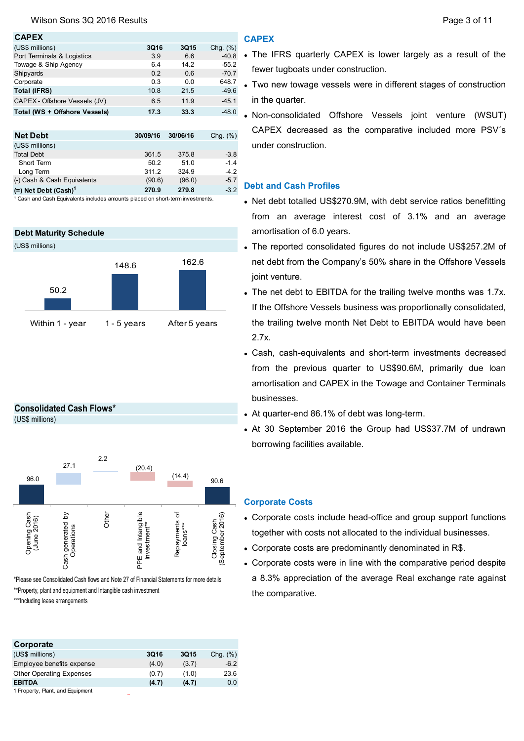## CAPEX

| (US$ millions) | 3Q16 | 3Q15 | Chg. (%) |
|---|---|---|---|
| Port Terminals & Logistics | 3.9 | 6.6 | -40.8 |
| Towage & Ship Agency | 6.4 | 14.2 | -55.2 |
| Shipyards | 0.2 | 0.6 | -70.7 |
| Corporate | 0.3 | 0.0 | 648.7 |
| **Total (IFRS)** | 10.8 | 21.5 | -49.6 |
| CAPEX - Offshore Vessels (JV) | 6.5 | 11.9 | -45.1 |
| **Total (WS + Offshore Vessels)** | **17.3** | **33.3** | -48.0 |

## Net Debt

| (US$ millions) | 30/09/16 | 30/06/16 | Chg. (%) |
|---|---|---|---|
| Total Debt | 361.5 | 375.8 | -3.8 |
| Short Term | 50.2 | 51.0 | -1.4 |
| Long Term | 311.2 | 324.9 | -4.2 |
| (-) Cash & Cash Equivalents | (90.6) | (96.0) | -5.7 |
| **(=) Net Debt (Cash)[1]** | **270.9** | **279.8** | -3.2 |

[1] Cash and Cash Equivalents includes amounts placed on short-term investments.

## Debt Maturity Schedule

(US$ millions)

| Within 1 - year | 1 - 5 years | After 5 years |
|---|---|---|
| 50.2 | 148.6 | 162.6 |

## Consolidated Cash Flows*

(US$ millions)

| Opening Cash (June 2016) | Cash generated by Operations | Other | PPE and Intangible Investment** | Repayments of loans*** | Closing Cash (September 2016) |
|---|---|---|---|---|---|
| 96.0 | 27.1 | 2.2 | (20.4) | (14.4) | 90.6 |

*Please see Consolidated Cash flows and Note 27 of Financial Statements for more details

**Property, plant and equipment and Intangible cash investment

***Including lease arrangements

## Corporate

| (US$ millions) | 3Q16 | 3Q15 | Chg. (%) |
|---|---|---|---|
| Employee benefits expense | (4.0) | (3.7) | -6.2 |
| Other Operating Expenses | (0.7) | (1.0) | 23.6 |
| **EBITDA** | **(4.7)** | **(4.7)** | 0.0 |

1 Property, Plant, and Equipment

## CAPEX

- The IFRS quarterly CAPEX is lower largely as a result of the fewer tugboats under construction.
- Two new towage vessels were in different stages of construction in the quarter.
- Non-consolidated Offshore Vessels joint venture (WSUT) CAPEX decreased as the comparative included more PSV´s under construction.

## Debt and Cash Profiles

- Net debt totalled US$270.9M, with debt service ratios benefitting from an average interest cost of 3.1% and an average amortisation of 6.0 years.
- The reported consolidated figures do not include US$257.2M of net debt from the Company's 50% share in the Offshore Vessels joint venture.
- The net debt to EBITDA for the trailing twelve months was 1.7x. If the Offshore Vessels business was proportionally consolidated, the trailing twelve month Net Debt to EBITDA would have been 2.7x.
- Cash, cash-equivalents and short-term investments decreased from the previous quarter to US$90.6M, primarily due loan amortisation and CAPEX in the Towage and Container Terminals businesses.
- At quarter-end 86.1% of debt was long-term.
- At 30 September 2016 the Group had US$37.7M of undrawn borrowing facilities available.

## Corporate Costs

- Corporate costs include head-office and group support functions together with costs not allocated to the individual businesses.
- Corporate costs are predominantly denominated in R$.
- Corporate costs were in line with the comparative period despite a 8.3% appreciation of the average Real exchange rate against the comparative.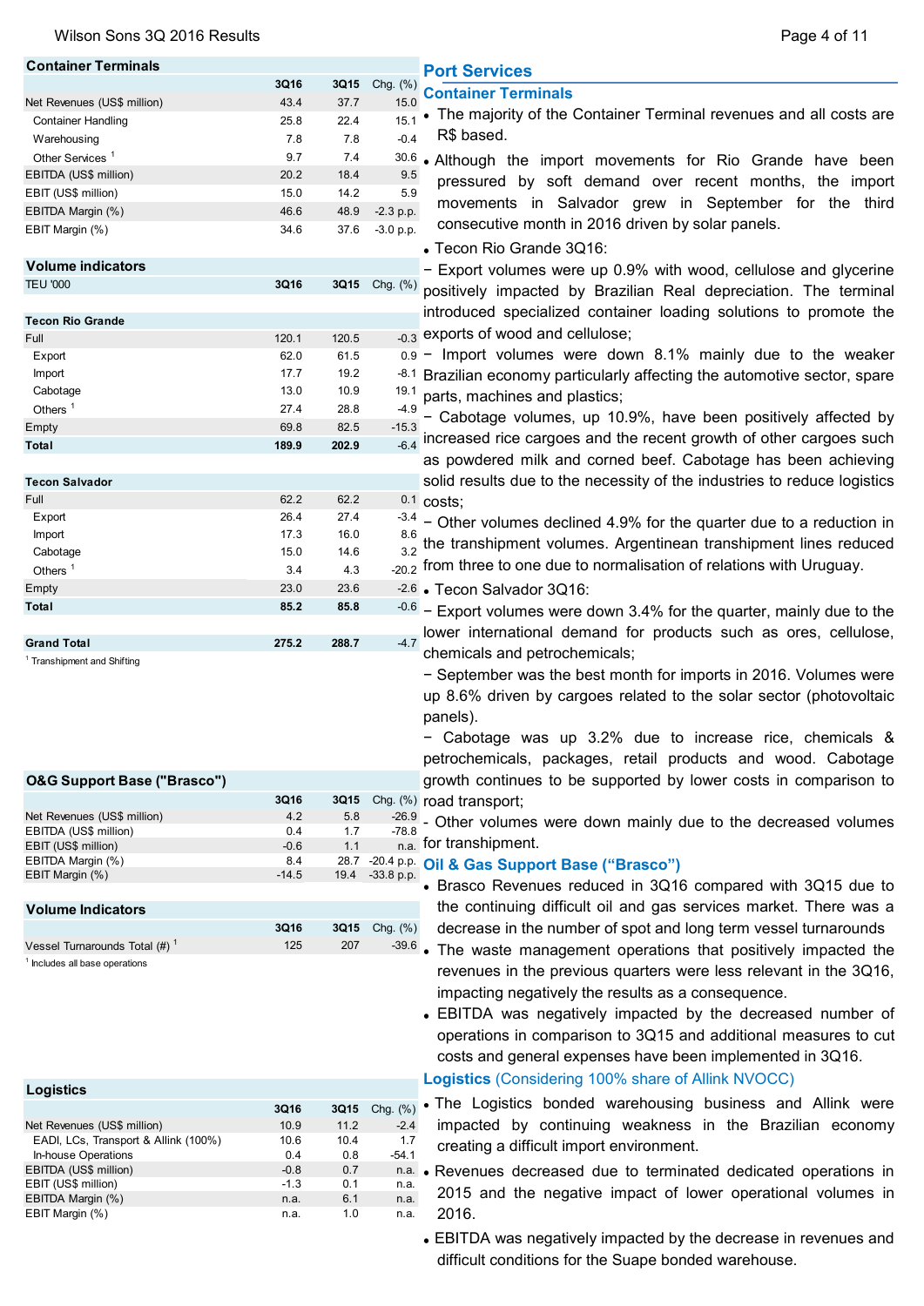## Container Terminals

| | 3Q16 | 3Q15 | Chg. (%) |
|---|---|---|---|
| Net Revenues (US$ million) | 43.4 | 37.7 | 15.0 |
| Container Handling | 25.8 | 22.4 | 15.1 |
| Warehousing | 7.8 | 7.8 | -0.4 |
| Other Services [1] | 9.7 | 7.4 | 30.6 |
| EBITDA (US$ million) | 20.2 | 18.4 | 9.5 |
| EBIT (US$ million) | 15.0 | 14.2 | 5.9 |
| EBITDA Margin (%) | 46.6 | 48.9 | -2.3 p.p. |
| EBIT Margin (%) | 34.6 | 37.6 | -3.0 p.p. |

## Volume indicators

| TEU '000 | 3Q16 | 3Q15 | Chg. (%) |
|---|---|---|---|
| **Tecon Rio Grande** | | | |
| Full | 120.1 | 120.5 | -0.3 |
| Export | 62.0 | 61.5 | 0.9 |
| Import | 17.7 | 19.2 | -8.1 |
| Cabotage | 13.0 | 10.9 | 19.1 |
| Others [1] | 27.4 | 28.8 | -4.9 |
| Empty | 69.8 | 82.5 | -15.3 |
| **Total** | **189.9** | **202.9** | -6.4 |
| **Tecon Salvador** | | | |
| Full | 62.2 | 62.2 | 0.1 |
| Export | 26.4 | 27.4 | -3.4 |
| Import | 17.3 | 16.0 | 8.6 |
| Cabotage | 15.0 | 14.6 | 3.2 |
| Others [1] | 3.4 | 4.3 | -20.2 |
| Empty | 23.0 | 23.6 | -2.6 |
| **Total** | **85.2** | **85.8** | -0.6 |
| **Grand Total** | **275.2** | **288.7** | -4.7 |

[1] Transhipment and Shifting

## O&G Support Base ("Brasco")

| | 3Q16 | 3Q15 | Chg. (%) |
|---|---|---|---|
| Net Revenues (US$ million) | 4.2 | 5.8 | -26.9 |
| EBITDA (US$ million) | 0.4 | 1.7 | -78.8 |
| EBIT (US$ million) | -0.6 | 1.1 | n.a. |
| EBITDA Margin (%) | 8.4 | 28.7 | -20.4 p.p. |
| EBIT Margin (%) | -14.5 | 19.4 | -33.8 p.p. |

## Volume Indicators

| | 3Q16 | 3Q15 | Chg. (%) |
|---|---|---|---|
| Vessel Turnarounds Total (#) [1] | 125 | 207 | -39.6 |

[1] Includes all base operations

## Logistics

| | 3Q16 | 3Q15 | Chg. (%) |
|---|---|---|---|
| Net Revenues (US$ million) | 10.9 | 11.2 | -2.4 |
| EADI, LCs, Transport & Allink (100%) | 10.6 | 10.4 | 1.7 |
| In-house Operations | 0.4 | 0.8 | -54.1 |
| EBITDA (US$ million) | -0.8 | 0.7 | n.a. |
| EBIT (US$ million) | -1.3 | 0.1 | n.a. |
| EBITDA Margin (%) | n.a. | 6.1 | n.a. |
| EBIT Margin (%) | n.a. | 1.0 | n.a. |

## Port Services

### Container Terminals

- The majority of the Container Terminal revenues and all costs are R$ based.
- Although the import movements for Rio Grande have been pressured by soft demand over recent months, the import movements in Salvador grew in September for the third consecutive month in 2016 driven by solar panels.
- Tecon Rio Grande 3Q16:

− Export volumes were up 0.9% with wood, cellulose and glycerine positively impacted by Brazilian Real depreciation. The terminal introduced specialized container loading solutions to promote the exports of wood and cellulose;

− Import volumes were down 8.1% mainly due to the weaker Brazilian economy particularly affecting the automotive sector, spare parts, machines and plastics;

− Cabotage volumes, up 10.9%, have been positively affected by increased rice cargoes and the recent growth of other cargoes such as powdered milk and corned beef. Cabotage has been achieving solid results due to the necessity of the industries to reduce logistics costs;

− Other volumes declined 4.9% for the quarter due to a reduction in the transhipment volumes. Argentinean transhipment lines reduced from three to one due to normalisation of relations with Uruguay.

- Tecon Salvador 3Q16:

− Export volumes were down 3.4% for the quarter, mainly due to the lower international demand for products such as ores, cellulose, chemicals and petrochemicals;

− September was the best month for imports in 2016. Volumes were up 8.6% driven by cargoes related to the solar sector (photovoltaic panels).

− Cabotage was up 3.2% due to increase rice, chemicals & petrochemicals, packages, retail products and wood. Cabotage growth continues to be supported by lower costs in comparison to road transport;

- Other volumes were down mainly due to the decreased volumes for transhipment.

### Oil & Gas Support Base ("Brasco")

- Brasco Revenues reduced in 3Q16 compared with 3Q15 due to the continuing difficult oil and gas services market. There was a decrease in the number of spot and long term vessel turnarounds
- The waste management operations that positively impacted the revenues in the previous quarters were less relevant in the 3Q16, impacting negatively the results as a consequence.
- EBITDA was negatively impacted by the decreased number of operations in comparison to 3Q15 and additional measures to cut costs and general expenses have been implemented in 3Q16.

### Logistics (Considering 100% share of Allink NVOCC)

- The Logistics bonded warehousing business and Allink were impacted by continuing weakness in the Brazilian economy creating a difficult import environment.
- Revenues decreased due to terminated dedicated operations in 2015 and the negative impact of lower operational volumes in 2016.
- EBITDA was negatively impacted by the decrease in revenues and difficult conditions for the Suape bonded warehouse.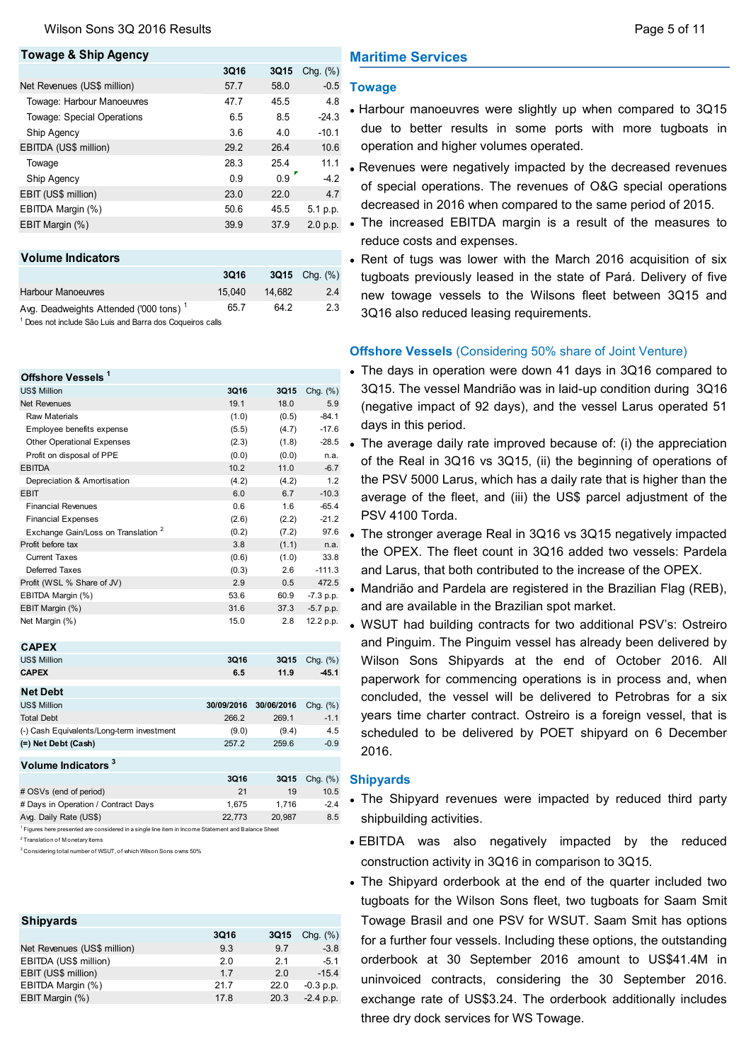## Towage & Ship Agency

| | 3Q16 | 3Q15 | Chg. (%) |
|---|---|---|---|
| Net Revenues (US$ million) | 57.7 | 58.0 | -0.5 |
| Towage: Harbour Manoeuvres | 47.7 | 45.5 | 4.8 |
| Towage: Special Operations | 6.5 | 8.5 | -24.3 |
| Ship Agency | 3.6 | 4.0 | -10.1 |
| EBITDA (US$ million) | 29.2 | 26.4 | 10.6 |
| Towage | 28.3 | 25.4 | 11.1 |
| Ship Agency | 0.9 | 0.9 | -4.2 |
| EBIT (US$ million) | 23.0 | 22.0 | 4.7 |
| EBITDA Margin (%) | 50.6 | 45.5 | 5.1 p.p. |
| EBIT Margin (%) | 39.9 | 37.9 | 2.0 p.p. |

## Volume Indicators

| | 3Q16 | 3Q15 | Chg. (%) |
|---|---|---|---|
| Harbour Manoeuvres | 15,040 | 14,682 | 2.4 |
| Avg. Deadweights Attended ('000 tons) [1] | 65.7 | 64.2 | 2.3 |

[1] Does not include São Luis and Barra dos Coqueiros calls

## Offshore Vessels [1]

| US$ Million | 3Q16 | 3Q15 | Chg. (%) |
|---|---|---|---|
| Net Revenues | 19.1 | 18.0 | 5.9 |
| Raw Materials | (1.0) | (0.5) | -84.1 |
| Employee benefits expense | (5.5) | (4.7) | -17.6 |
| Other Operational Expenses | (2.3) | (1.8) | -28.5 |
| Profit on disposal of PPE | (0.0) | (0.0) | n.a. |
| EBITDA | 10.2 | 11.0 | -6.7 |
| Depreciation & Amortisation | (4.2) | (4.2) | 1.2 |
| EBIT | 6.0 | 6.7 | -10.3 |
| Financial Revenues | 0.6 | 1.6 | -65.4 |
| Financial Expenses | (2.6) | (2.2) | -21.2 |
| Exchange Gain/Loss on Translation [2] | (0.2) | (7.2) | 97.6 |
| Profit before tax | 3.8 | (1.1) | n.a. |
| Current Taxes | (0.6) | (1.0) | 33.8 |
| Deferred Taxes | (0.3) | 2.6 | -111.3 |
| Profit (WSL % Share of JV) | 2.9 | 0.5 | 472.5 |
| EBITDA Margin (%) | 53.6 | 60.9 | -7.3 p.p. |
| EBIT Margin (%) | 31.6 | 37.3 | -5.7 p.p. |
| Net Margin (%) | 15.0 | 2.8 | 12.2 p.p. |

## CAPEX

| US$ Million | 3Q16 | 3Q15 | Chg. (%) |
|---|---|---|---|
| **CAPEX** | **6.5** | **11.9** | **-45.1** |

## Net Debt

| US$ Million | 30/09/2016 | 30/06/2016 | Chg. (%) |
|---|---|---|---|
| Total Debt | 266.2 | 269.1 | -1.1 |
| (-) Cash Equivalents/Long-term investment | (9.0) | (9.4) | 4.5 |
| **(=) Net Debt (Cash)** | **257.2** | **259.6** | **-0.9** |

## Volume Indicators [3]

| | 3Q16 | 3Q15 | Chg. (%) |
|---|---|---|---|
| # OSVs (end of period) | 21 | 19 | 10.5 |
| # Days in Operation / Contract Days | 1,675 | 1,716 | -2.4 |
| Avg. Daily Rate (US$) | 22,773 | 20,987 | 8.5 |

[1] Figures here presented are considered in a single line item in Income Statement and Balance Sheet

[2] Translation of Monetary Items

[3] Considering total number of WSUT, of which Wilson Sons owns 50%

## Shipyards

| | 3Q16 | 3Q15 | Chg. (%) |
|---|---|---|---|
| Net Revenues (US$ million) | 9.3 | 9.7 | -3.8 |
| EBITDA (US$ million) | 2.0 | 2.1 | -5.1 |
| EBIT (US$ million) | 1.7 | 2.0 | -15.4 |
| EBITDA Margin (%) | 21.7 | 22.0 | -0.3 p.p. |
| EBIT Margin (%) | 17.8 | 20.3 | -2.4 p.p. |

# Maritime Services

## Towage

- Harbour manoeuvres were slightly up when compared to 3Q15 due to better results in some ports with more tugboats in operation and higher volumes operated.
- Revenues were negatively impacted by the decreased revenues of special operations. The revenues of O&G special operations decreased in 2016 when compared to the same period of 2015.
- The increased EBITDA margin is a result of the measures to reduce costs and expenses.
- Rent of tugs was lower with the March 2016 acquisition of six tugboats previously leased in the state of Pará. Delivery of five new towage vessels to the Wilsons fleet between 3Q15 and 3Q16 also reduced leasing requirements.

## Offshore Vessels (Considering 50% share of Joint Venture)

- The days in operation were down 41 days in 3Q16 compared to 3Q15. The vessel Mandrião was in laid-up condition during 3Q16 (negative impact of 92 days), and the vessel Larus operated 51 days in this period.
- The average daily rate improved because of: (i) the appreciation of the Real in 3Q16 vs 3Q15, (ii) the beginning of operations of the PSV 5000 Larus, which has a daily rate that is higher than the average of the fleet, and (iii) the US$ parcel adjustment of the PSV 4100 Torda.
- The stronger average Real in 3Q16 vs 3Q15 negatively impacted the OPEX. The fleet count in 3Q16 added two vessels: Pardela and Larus, that both contributed to the increase of the OPEX.
- Mandrião and Pardela are registered in the Brazilian Flag (REB), and are available in the Brazilian spot market.
- WSUT had building contracts for two additional PSV's: Ostreiro and Pinguim. The Pinguim vessel has already been delivered by Wilson Sons Shipyards at the end of October 2016. All paperwork for commencing operations is in process and, when concluded, the vessel will be delivered to Petrobras for a six years time charter contract. Ostreiro is a foreign vessel, that is scheduled to be delivered by POET shipyard on 6 December 2016.

## Shipyards

- The Shipyard revenues were impacted by reduced third party shipbuilding activities.
- EBITDA was also negatively impacted by the reduced construction activity in 3Q16 in comparison to 3Q15.
- The Shipyard orderbook at the end of the quarter included two tugboats for the Wilson Sons fleet, two tugboats for Saam Smit Towage Brasil and one PSV for WSUT. Saam Smit has options for a further four vessels. Including these options, the outstanding orderbook at 30 September 2016 amount to US$41.4M in uninvoiced contracts, considering the 30 September 2016. exchange rate of US$3.24. The orderbook additionally includes three dry dock services for WS Towage.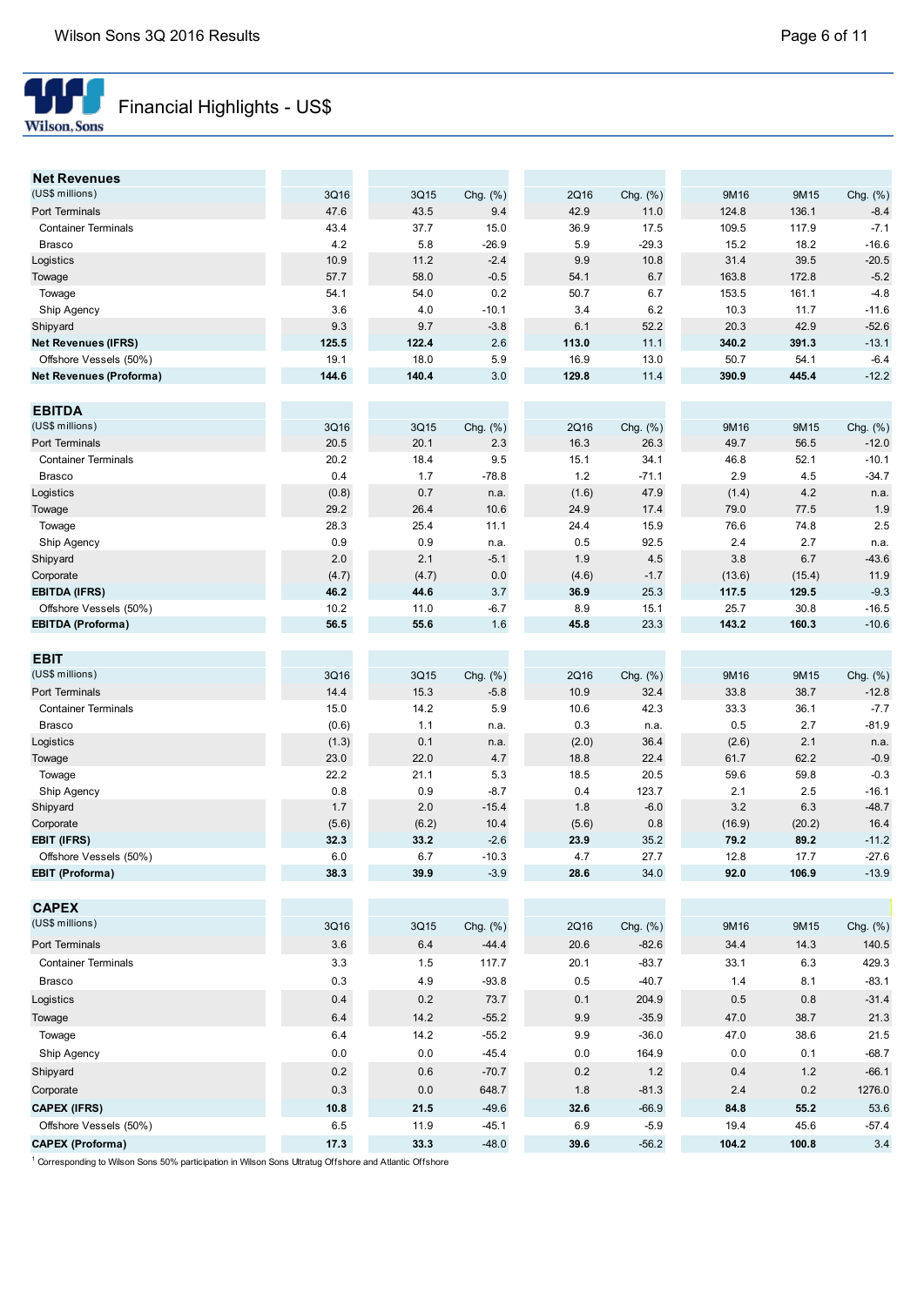## Financial Highlights - US$

| Net Revenues (US$ millions) | 3Q16 | 3Q15 | Chg. (%) | 2Q16 | Chg. (%) | 9M16 | 9M15 | Chg. (%) |
|---|---|---|---|---|---|---|---|---|
| Port Terminals | 47.6 | 43.5 | 9.4 | 42.9 | 11.0 | 124.8 | 136.1 | -8.4 |
| Container Terminals | 43.4 | 37.7 | 15.0 | 36.9 | 17.5 | 109.5 | 117.9 | -7.1 |
| Brasco | 4.2 | 5.8 | -26.9 | 5.9 | -29.3 | 15.2 | 18.2 | -16.6 |
| Logistics | 10.9 | 11.2 | -2.4 | 9.9 | 10.8 | 31.4 | 39.5 | -20.5 |
| Towage | 57.7 | 58.0 | -0.5 | 54.1 | 6.7 | 163.8 | 172.8 | -5.2 |
| Towage | 54.1 | 54.0 | 0.2 | 50.7 | 6.7 | 153.5 | 161.1 | -4.8 |
| Ship Agency | 3.6 | 4.0 | -10.1 | 3.4 | 6.2 | 10.3 | 11.7 | -11.6 |
| Shipyard | 9.3 | 9.7 | -3.8 | 6.1 | 52.2 | 20.3 | 42.9 | -52.6 |
| **Net Revenues (IFRS)** | **125.5** | **122.4** | 2.6 | **113.0** | 11.1 | **340.2** | **391.3** | -13.1 |
| Offshore Vessels (50%) | 19.1 | 18.0 | 5.9 | 16.9 | 13.0 | 50.7 | 54.1 | -6.4 |
| **Net Revenues (Proforma)** | **144.6** | **140.4** | 3.0 | **129.8** | 11.4 | **390.9** | **445.4** | -12.2 |

| EBITDA (US$ millions) | 3Q16 | 3Q15 | Chg. (%) | 2Q16 | Chg. (%) | 9M16 | 9M15 | Chg. (%) |
|---|---|---|---|---|---|---|---|---|
| Port Terminals | 20.5 | 20.1 | 2.3 | 16.3 | 26.3 | 49.7 | 56.5 | -12.0 |
| Container Terminals | 20.2 | 18.4 | 9.5 | 15.1 | 34.1 | 46.8 | 52.1 | -10.1 |
| Brasco | 0.4 | 1.7 | -78.8 | 1.2 | -71.1 | 2.9 | 4.5 | -34.7 |
| Logistics | (0.8) | 0.7 | n.a. | (1.6) | 47.9 | (1.4) | 4.2 | n.a. |
| Towage | 29.2 | 26.4 | 10.6 | 24.9 | 17.4 | 79.0 | 77.5 | 1.9 |
| Towage | 28.3 | 25.4 | 11.1 | 24.4 | 15.9 | 76.6 | 74.8 | 2.5 |
| Ship Agency | 0.9 | 0.9 | n.a. | 0.5 | 92.5 | 2.4 | 2.7 | n.a. |
| Shipyard | 2.0 | 2.1 | -5.1 | 1.9 | 4.5 | 3.8 | 6.7 | -43.6 |
| Corporate | (4.7) | (4.7) | 0.0 | (4.6) | -1.7 | (13.6) | (15.4) | 11.9 |
| **EBITDA (IFRS)** | **46.2** | **44.6** | 3.7 | **36.9** | 25.3 | **117.5** | **129.5** | -9.3 |
| Offshore Vessels (50%) | 10.2 | 11.0 | -6.7 | 8.9 | 15.1 | 25.7 | 30.8 | -16.5 |
| **EBITDA (Proforma)** | **56.5** | **55.6** | 1.6 | **45.8** | 23.3 | **143.2** | **160.3** | -10.6 |

| EBIT (US$ millions) | 3Q16 | 3Q15 | Chg. (%) | 2Q16 | Chg. (%) | 9M16 | 9M15 | Chg. (%) |
|---|---|---|---|---|---|---|---|---|
| Port Terminals | 14.4 | 15.3 | -5.8 | 10.9 | 32.4 | 33.8 | 38.7 | -12.8 |
| Container Terminals | 15.0 | 14.2 | 5.9 | 10.6 | 42.3 | 33.3 | 36.1 | -7.7 |
| Brasco | (0.6) | 1.1 | n.a. | 0.3 | n.a. | 0.5 | 2.7 | -81.9 |
| Logistics | (1.3) | 0.1 | n.a. | (2.0) | 36.4 | (2.6) | 2.1 | n.a. |
| Towage | 23.0 | 22.0 | 4.7 | 18.8 | 22.4 | 61.7 | 62.2 | -0.9 |
| Towage | 22.2 | 21.1 | 5.3 | 18.5 | 20.5 | 59.6 | 59.8 | -0.3 |
| Ship Agency | 0.8 | 0.9 | -8.7 | 0.4 | 123.7 | 2.1 | 2.5 | -16.1 |
| Shipyard | 1.7 | 2.0 | -15.4 | 1.8 | -6.0 | 3.2 | 6.3 | -48.7 |
| Corporate | (5.6) | (6.2) | 10.4 | (5.6) | 0.8 | (16.9) | (20.2) | 16.4 |
| **EBIT (IFRS)** | **32.3** | **33.2** | -2.6 | **23.9** | 35.2 | **79.2** | **89.2** | -11.2 |
| Offshore Vessels (50%) | 6.0 | 6.7 | -10.3 | 4.7 | 27.7 | 12.8 | 17.7 | -27.6 |
| **EBIT (Proforma)** | **38.3** | **39.9** | -3.9 | **28.6** | 34.0 | **92.0** | **106.9** | -13.9 |

| CAPEX (US$ millions) | 3Q16 | 3Q15 | Chg. (%) | 2Q16 | Chg. (%) | 9M16 | 9M15 | Chg. (%) |
|---|---|---|---|---|---|---|---|---|
| Port Terminals | 3.6 | 6.4 | -44.4 | 20.6 | -82.6 | 34.4 | 14.3 | 140.5 |
| Container Terminals | 3.3 | 1.5 | 117.7 | 20.1 | -83.7 | 33.1 | 6.3 | 429.3 |
| Brasco | 0.3 | 4.9 | -93.8 | 0.5 | -40.7 | 1.4 | 8.1 | -83.1 |
| Logistics | 0.4 | 0.2 | 73.7 | 0.1 | 204.9 | 0.5 | 0.8 | -31.4 |
| Towage | 6.4 | 14.2 | -55.2 | 9.9 | -35.9 | 47.0 | 38.7 | 21.3 |
| Towage | 6.4 | 14.2 | -55.2 | 9.9 | -36.0 | 47.0 | 38.6 | 21.5 |
| Ship Agency | 0.0 | 0.0 | -45.4 | 0.0 | 164.9 | 0.0 | 0.1 | -68.7 |
| Shipyard | 0.2 | 0.6 | -70.7 | 0.2 | 1.2 | 0.4 | 1.2 | -66.1 |
| Corporate | 0.3 | 0.0 | 648.7 | 1.8 | -81.3 | 2.4 | 0.2 | 1276.0 |
| **CAPEX (IFRS)** | **10.8** | **21.5** | -49.6 | **32.6** | -66.9 | **84.8** | **55.2** | 53.6 |
| Offshore Vessels (50%) | 6.5 | 11.9 | -45.1 | 6.9 | -5.9 | 19.4 | 45.6 | -57.4 |
| **CAPEX (Proforma)** | **17.3** | **33.3** | -48.0 | **39.6** | -56.2 | **104.2** | **100.8** | 3.4 |

[1] Corresponding to Wilson Sons 50% participation in Wilson Sons Ultratug Offshore and Atlantic Offshore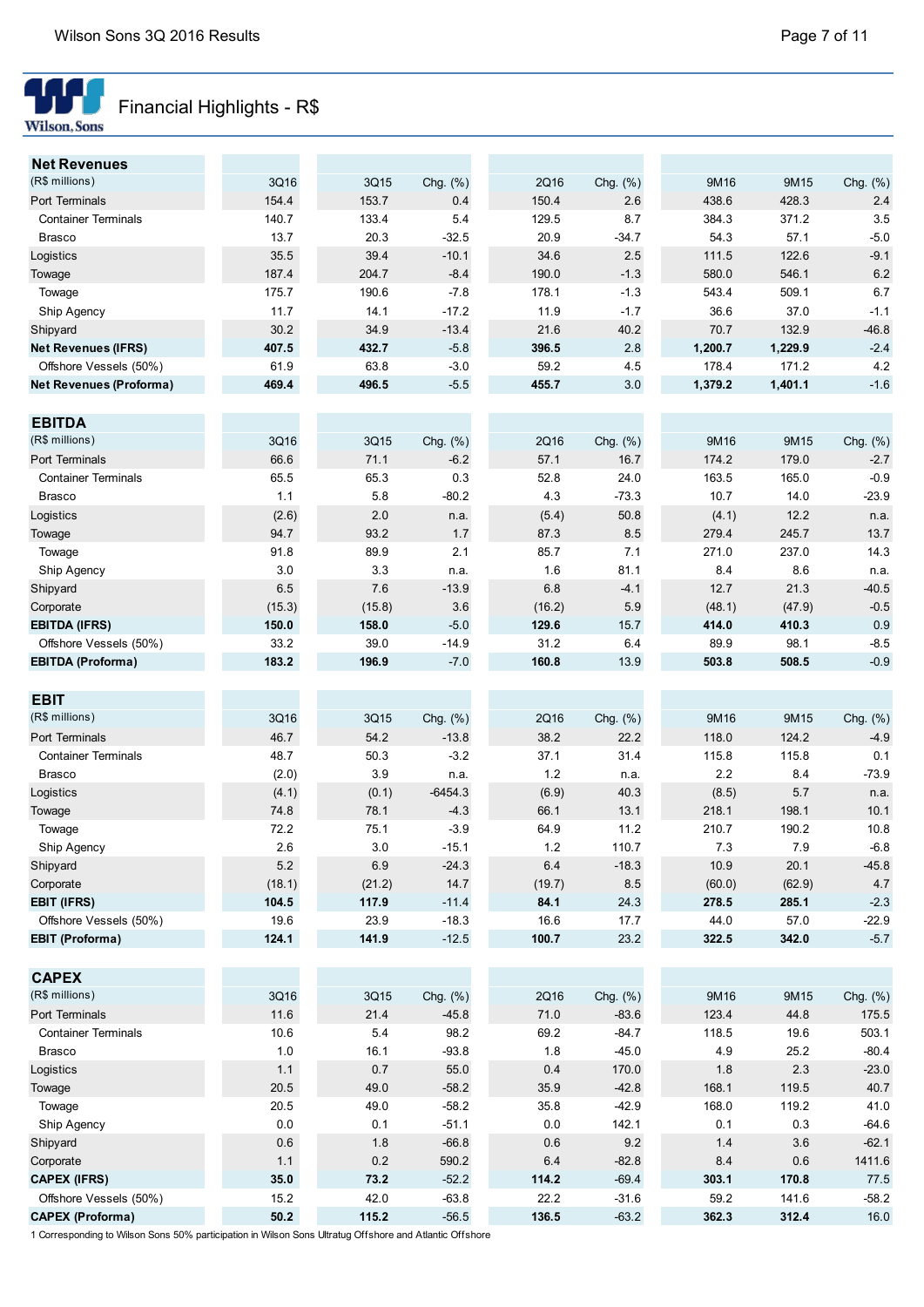## Financial Highlights - R$

| **Net Revenues** (R$ millions) | 3Q16 | 3Q15 | Chg. (%) | 2Q16 | Chg. (%) | 9M16 | 9M15 | Chg. (%) |
|---|---|---|---|---|---|---|---|---|
| Port Terminals | 154.4 | 153.7 | 0.4 | 150.4 | 2.6 | 438.6 | 428.3 | 2.4 |
| Container Terminals | 140.7 | 133.4 | 5.4 | 129.5 | 8.7 | 384.3 | 371.2 | 3.5 |
| Brasco | 13.7 | 20.3 | -32.5 | 20.9 | -34.7 | 54.3 | 57.1 | -5.0 |
| Logistics | 35.5 | 39.4 | -10.1 | 34.6 | 2.5 | 111.5 | 122.6 | -9.1 |
| Towage | 187.4 | 204.7 | -8.4 | 190.0 | -1.3 | 580.0 | 546.1 | 6.2 |
| Towage | 175.7 | 190.6 | -7.8 | 178.1 | -1.3 | 543.4 | 509.1 | 6.7 |
| Ship Agency | 11.7 | 14.1 | -17.2 | 11.9 | -1.7 | 36.6 | 37.0 | -1.1 |
| Shipyard | 30.2 | 34.9 | -13.4 | 21.6 | 40.2 | 70.7 | 132.9 | -46.8 |
| **Net Revenues (IFRS)** | **407.5** | **432.7** | -5.8 | **396.5** | 2.8 | **1,200.7** | **1,229.9** | -2.4 |
| Offshore Vessels (50%) | 61.9 | 63.8 | -3.0 | 59.2 | 4.5 | 178.4 | 171.2 | 4.2 |
| **Net Revenues (Proforma)** | **469.4** | **496.5** | -5.5 | **455.7** | 3.0 | **1,379.2** | **1,401.1** | -1.6 |

| **EBITDA** (R$ millions) | 3Q16 | 3Q15 | Chg. (%) | 2Q16 | Chg. (%) | 9M16 | 9M15 | Chg. (%) |
|---|---|---|---|---|---|---|---|---|
| Port Terminals | 66.6 | 71.1 | -6.2 | 57.1 | 16.7 | 174.2 | 179.0 | -2.7 |
| Container Terminals | 65.5 | 65.3 | 0.3 | 52.8 | 24.0 | 163.5 | 165.0 | -0.9 |
| Brasco | 1.1 | 5.8 | -80.2 | 4.3 | -73.3 | 10.7 | 14.0 | -23.9 |
| Logistics | (2.6) | 2.0 | n.a. | (5.4) | 50.8 | (4.1) | 12.2 | n.a. |
| Towage | 94.7 | 93.2 | 1.7 | 87.3 | 8.5 | 279.4 | 245.7 | 13.7 |
| Towage | 91.8 | 89.9 | 2.1 | 85.7 | 7.1 | 271.0 | 237.0 | 14.3 |
| Ship Agency | 3.0 | 3.3 | n.a. | 1.6 | 81.1 | 8.4 | 8.6 | n.a. |
| Shipyard | 6.5 | 7.6 | -13.9 | 6.8 | -4.1 | 12.7 | 21.3 | -40.5 |
| Corporate | (15.3) | (15.8) | 3.6 | (16.2) | 5.9 | (48.1) | (47.9) | -0.5 |
| **EBITDA (IFRS)** | **150.0** | **158.0** | -5.0 | **129.6** | 15.7 | **414.0** | **410.3** | 0.9 |
| Offshore Vessels (50%) | 33.2 | 39.0 | -14.9 | 31.2 | 6.4 | 89.9 | 98.1 | -8.5 |
| **EBITDA (Proforma)** | **183.2** | **196.9** | -7.0 | **160.8** | 13.9 | **503.8** | **508.5** | -0.9 |

| **EBIT** (R$ millions) | 3Q16 | 3Q15 | Chg. (%) | 2Q16 | Chg. (%) | 9M16 | 9M15 | Chg. (%) |
|---|---|---|---|---|---|---|---|---|
| Port Terminals | 46.7 | 54.2 | -13.8 | 38.2 | 22.2 | 118.0 | 124.2 | -4.9 |
| Container Terminals | 48.7 | 50.3 | -3.2 | 37.1 | 31.4 | 115.8 | 115.8 | 0.1 |
| Brasco | (2.0) | 3.9 | n.a. | 1.2 | n.a. | 2.2 | 8.4 | -73.9 |
| Logistics | (4.1) | (0.1) | -6454.3 | (6.9) | 40.3 | (8.5) | 5.7 | n.a. |
| Towage | 74.8 | 78.1 | -4.3 | 66.1 | 13.1 | 218.1 | 198.1 | 10.1 |
| Towage | 72.2 | 75.1 | -3.9 | 64.9 | 11.2 | 210.7 | 190.2 | 10.8 |
| Ship Agency | 2.6 | 3.0 | -15.1 | 1.2 | 110.7 | 7.3 | 7.9 | -6.8 |
| Shipyard | 5.2 | 6.9 | -24.3 | 6.4 | -18.3 | 10.9 | 20.1 | -45.8 |
| Corporate | (18.1) | (21.2) | 14.7 | (19.7) | 8.5 | (60.0) | (62.9) | 4.7 |
| **EBIT (IFRS)** | **104.5** | **117.9** | -11.4 | **84.1** | 24.3 | **278.5** | **285.1** | -2.3 |
| Offshore Vessels (50%) | 19.6 | 23.9 | -18.3 | 16.6 | 17.7 | 44.0 | 57.0 | -22.9 |
| **EBIT (Proforma)** | **124.1** | **141.9** | -12.5 | **100.7** | 23.2 | **322.5** | **342.0** | -5.7 |

| **CAPEX** (R$ millions) | 3Q16 | 3Q15 | Chg. (%) | 2Q16 | Chg. (%) | 9M16 | 9M15 | Chg. (%) |
|---|---|---|---|---|---|---|---|---|
| Port Terminals | 11.6 | 21.4 | -45.8 | 71.0 | -83.6 | 123.4 | 44.8 | 175.5 |
| Container Terminals | 10.6 | 5.4 | 98.2 | 69.2 | -84.7 | 118.5 | 19.6 | 503.1 |
| Brasco | 1.0 | 16.1 | -93.8 | 1.8 | -45.0 | 4.9 | 25.2 | -80.4 |
| Logistics | 1.1 | 0.7 | 55.0 | 0.4 | 170.0 | 1.8 | 2.3 | -23.0 |
| Towage | 20.5 | 49.0 | -58.2 | 35.9 | -42.8 | 168.1 | 119.5 | 40.7 |
| Towage | 20.5 | 49.0 | -58.2 | 35.8 | -42.9 | 168.0 | 119.2 | 41.0 |
| Ship Agency | 0.0 | 0.1 | -51.1 | 0.0 | 142.1 | 0.1 | 0.3 | -64.6 |
| Shipyard | 0.6 | 1.8 | -66.8 | 0.6 | 9.2 | 1.4 | 3.6 | -62.1 |
| Corporate | 1.1 | 0.2 | 590.2 | 6.4 | -82.8 | 8.4 | 0.6 | 1411.6 |
| **CAPEX (IFRS)** | **35.0** | **73.2** | -52.2 | **114.2** | -69.4 | **303.1** | **170.8** | 77.5 |
| Offshore Vessels (50%) | 15.2 | 42.0 | -63.8 | 22.2 | -31.6 | 59.2 | 141.6 | -58.2 |
| **CAPEX (Proforma)** | **50.2** | **115.2** | -56.5 | **136.5** | -63.2 | **362.3** | **312.4** | 16.0 |

1 Corresponding to Wilson Sons 50% participation in Wilson Sons Ultratug Offshore and Atlantic Offshore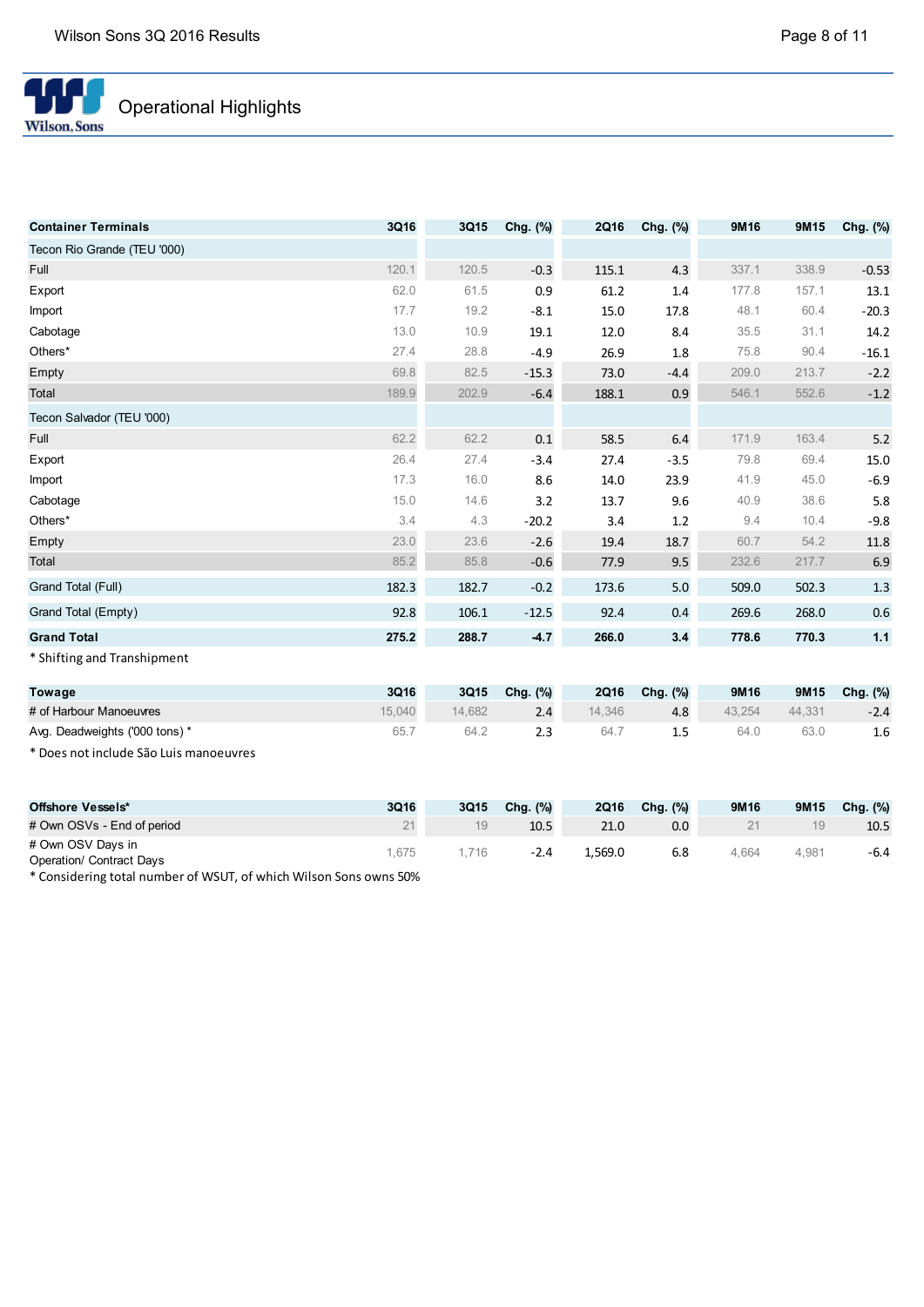# Operational Highlights

| Container Terminals | 3Q16 | 3Q15 | Chg. (%) | 2Q16 | Chg. (%) | 9M16 | 9M15 | Chg. (%) |
|---|---|---|---|---|---|---|---|---|
| Tecon Rio Grande (TEU '000) | | | | | | | | |
| Full | 120.1 | 120.5 | -0.3 | 115.1 | 4.3 | 337.1 | 338.9 | -0.53 |
| Export | 62.0 | 61.5 | 0.9 | 61.2 | 1.4 | 177.8 | 157.1 | 13.1 |
| Import | 17.7 | 19.2 | -8.1 | 15.0 | 17.8 | 48.1 | 60.4 | -20.3 |
| Cabotage | 13.0 | 10.9 | 19.1 | 12.0 | 8.4 | 35.5 | 31.1 | 14.2 |
| Others* | 27.4 | 28.8 | -4.9 | 26.9 | 1.8 | 75.8 | 90.4 | -16.1 |
| Empty | 69.8 | 82.5 | -15.3 | 73.0 | -4.4 | 209.0 | 213.7 | -2.2 |
| Total | 189.9 | 202.9 | -6.4 | 188.1 | 0.9 | 546.1 | 552.6 | -1.2 |
| Tecon Salvador (TEU '000) | | | | | | | | |
| Full | 62.2 | 62.2 | 0.1 | 58.5 | 6.4 | 171.9 | 163.4 | 5.2 |
| Export | 26.4 | 27.4 | -3.4 | 27.4 | -3.5 | 79.8 | 69.4 | 15.0 |
| Import | 17.3 | 16.0 | 8.6 | 14.0 | 23.9 | 41.9 | 45.0 | -6.9 |
| Cabotage | 15.0 | 14.6 | 3.2 | 13.7 | 9.6 | 40.9 | 38.6 | 5.8 |
| Others* | 3.4 | 4.3 | -20.2 | 3.4 | 1.2 | 9.4 | 10.4 | -9.8 |
| Empty | 23.0 | 23.6 | -2.6 | 19.4 | 18.7 | 60.7 | 54.2 | 11.8 |
| Total | 85.2 | 85.8 | -0.6 | 77.9 | 9.5 | 232.6 | 217.7 | 6.9 |
| Grand Total (Full) | 182.3 | 182.7 | -0.2 | 173.6 | 5.0 | 509.0 | 502.3 | 1.3 |
| Grand Total (Empty) | 92.8 | 106.1 | -12.5 | 92.4 | 0.4 | 269.6 | 268.0 | 0.6 |
| **Grand Total** | **275.2** | **288.7** | **-4.7** | **266.0** | **3.4** | **778.6** | **770.3** | **1.1** |

* Shifting and Transhipment

| Towage | 3Q16 | 3Q15 | Chg. (%) | 2Q16 | Chg. (%) | 9M16 | 9M15 | Chg. (%) |
|---|---|---|---|---|---|---|---|---|
| # of Harbour Manoeuvres | 15,040 | 14,682 | 2.4 | 14,346 | 4.8 | 43,254 | 44,331 | -2.4 |
| Avg. Deadweights ('000 tons) * | 65.7 | 64.2 | 2.3 | 64.7 | 1.5 | 64.0 | 63.0 | 1.6 |

* Does not include São Luis manoeuvres

| Offshore Vessels* | 3Q16 | 3Q15 | Chg. (%) | 2Q16 | Chg. (%) | 9M16 | 9M15 | Chg. (%) |
|---|---|---|---|---|---|---|---|---|
| # Own OSVs - End of period | 21 | 19 | 10.5 | 21.0 | 0.0 | 21 | 19 | 10.5 |
| # Own OSV Days in Operation/ Contract Days | 1,675 | 1,716 | -2.4 | 1,569.0 | 6.8 | 4,664 | 4,981 | -6.4 |

* Considering total number of WSUT, of which Wilson Sons owns 50%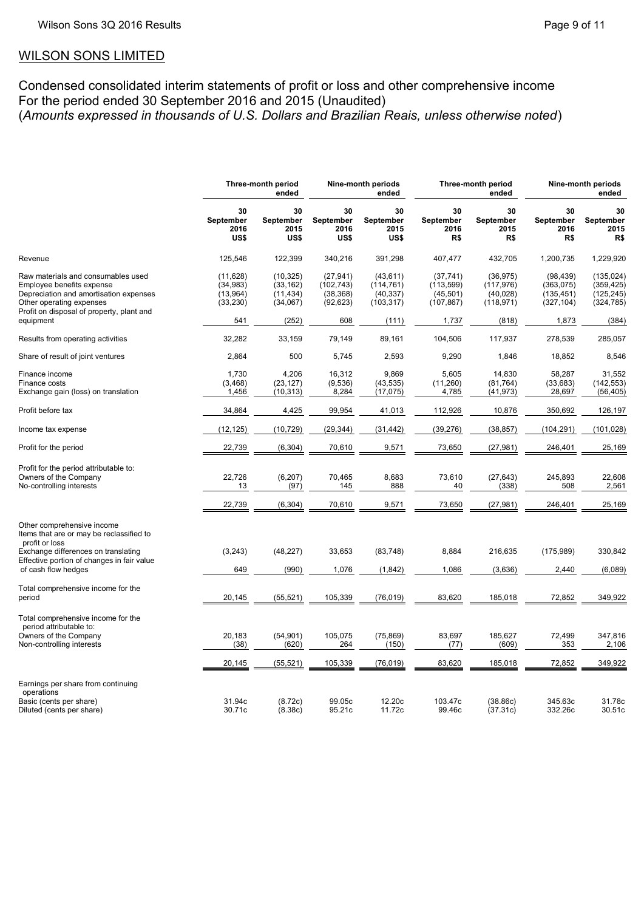## WILSON SONS LIMITED

Condensed consolidated interim statements of profit or loss and other comprehensive income
For the period ended 30 September 2016 and 2015 (Unaudited)
(*Amounts expressed in thousands of U.S. Dollars and Brazilian Reais, unless otherwise noted*)

| | Three-month period ended | | Nine-month periods ended | | Three-month period ended | | Nine-month periods ended | |
|---|---|---|---|---|---|---|---|---|
| | 30 September 2016 US$ | 30 September 2015 US$ | 30 September 2016 US$ | 30 September 2015 US$ | 30 September 2016 R$ | 30 September 2015 R$ | 30 September 2016 R$ | 30 September 2015 R$ |
| Revenue | 125,546 | 122,399 | 340,216 | 391,298 | 407,477 | 432,705 | 1,200,735 | 1,229,920 |
| Raw materials and consumables used | (11,628) | (10,325) | (27,941) | (43,611) | (37,741) | (36,975) | (98,439) | (135,024) |
| Employee benefits expense | (34,983) | (33,162) | (102,743) | (114,761) | (113,599) | (117,976) | (363,075) | (359,425) |
| Depreciation and amortisation expenses | (13,964) | (11,434) | (38,368) | (40,337) | (45,501) | (40,028) | (135,451) | (125,245) |
| Other operating expenses | (33,230) | (34,067) | (92,623) | (103,317) | (107,867) | (118,971) | (327,104) | (324,785) |
| Profit on disposal of property, plant and equipment | 541 | (252) | 608 | (111) | 1,737 | (818) | 1,873 | (384) |
| Results from operating activities | 32,282 | 33,159 | 79,149 | 89,161 | 104,506 | 117,937 | 278,539 | 285,057 |
| Share of result of joint ventures | 2,864 | 500 | 5,745 | 2,593 | 9,290 | 1,846 | 18,852 | 8,546 |
| Finance income | 1,730 | 4,206 | 16,312 | 9,869 | 5,605 | 14,830 | 58,287 | 31,552 |
| Finance costs | (3,468) | (23,127) | (9,536) | (43,535) | (11,260) | (81,764) | (33,683) | (142,553) |
| Exchange gain (loss) on translation | 1,456 | (10,313) | 8,284 | (17,075) | 4,785 | (41,973) | 28,697 | (56,405) |
| Profit before tax | 34,864 | 4,425 | 99,954 | 41,013 | 112,926 | 10,876 | 350,692 | 126,197 |
| Income tax expense | (12,125) | (10,729) | (29,344) | (31,442) | (39,276) | (38,857) | (104,291) | (101,028) |
| Profit for the period | 22,739 | (6,304) | 70,610 | 9,571 | 73,650 | (27,981) | 246,401 | 25,169 |
| Profit for the period attributable to: | | | | | | | | |
| Owners of the Company | 22,726 | (6,207) | 70,465 | 8,683 | 73,610 | (27,643) | 245,893 | 22,608 |
| Non-controlling interests | 13 | (97) | 145 | 888 | 40 | (338) | 508 | 2,561 |
| | 22,739 | (6,304) | 70,610 | 9,571 | 73,650 | (27,981) | 246,401 | 25,169 |
| Other comprehensive income | | | | | | | | |
| Items that are or may be reclassified to profit or loss | | | | | | | | |
| Exchange differences on translating | (3,243) | (48,227) | 33,653 | (83,748) | 8,884 | 216,635 | (175,989) | 330,842 |
| Effective portion of changes in fair value of cash flow hedges | 649 | (990) | 1,076 | (1,842) | 1,086 | (3,636) | 2,440 | (6,089) |
| Total comprehensive income for the period | 20,145 | (55,521) | 105,339 | (76,019) | 83,620 | 185,018 | 72,852 | 349,922 |
| Total comprehensive income for the period attributable to: | | | | | | | | |
| Owners of the Company | 20,183 | (54,901) | 105,075 | (75,869) | 83,697 | 185,627 | 72,499 | 347,816 |
| Non-controlling interests | (38) | (620) | 264 | (150) | (77) | (609) | 353 | 2,106 |
| | 20,145 | (55,521) | 105,339 | (76,019) | 83,620 | 185,018 | 72,852 | 349,922 |
| Earnings per share from continuing operations | | | | | | | | |
| Basic (cents per share) | 31.94c | (8.72c) | 99.05c | 12.20c | 103.47c | (38.86c) | 345.63c | 31.78c |
| Diluted (cents per share) | 30.71c | (8.38c) | 95.21c | 11.72c | 99.46c | (37.31c) | 332.26c | 30.51c |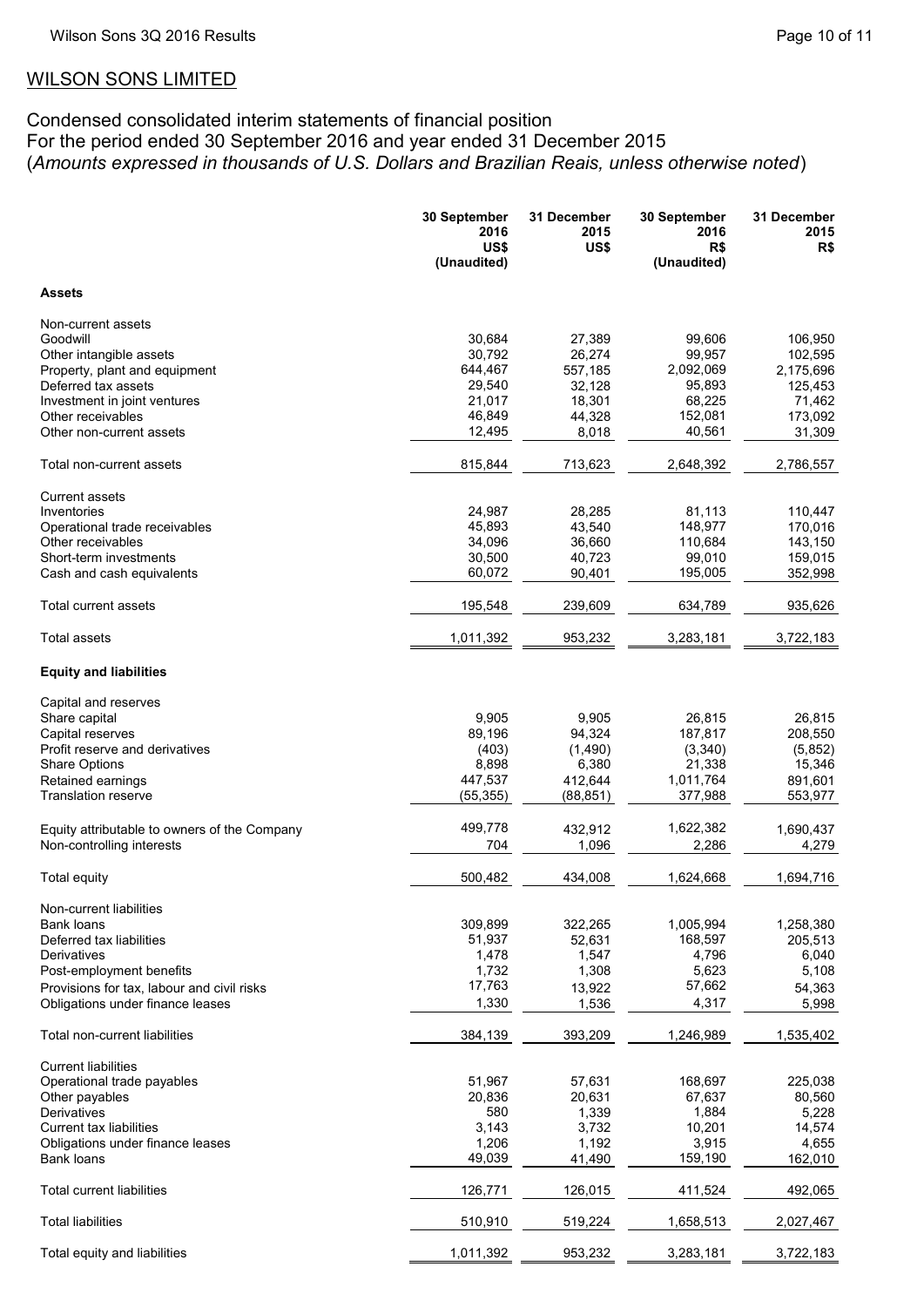## WILSON SONS LIMITED

Condensed consolidated interim statements of financial position
For the period ended 30 September 2016 and year ended 31 December 2015
(*Amounts expressed in thousands of U.S. Dollars and Brazilian Reais, unless otherwise noted*)

| | 30 September 2016 US$ (Unaudited) | 31 December 2015 US$ | 30 September 2016 R$ (Unaudited) | 31 December 2015 R$ |
|---|---|---|---|---|
| **Assets** | | | | |
| Non-current assets | | | | |
| Goodwill | 30,684 | 27,389 | 99,606 | 106,950 |
| Other intangible assets | 30,792 | 26,274 | 99,957 | 102,595 |
| Property, plant and equipment | 644,467 | 557,185 | 2,092,069 | 2,175,696 |
| Deferred tax assets | 29,540 | 32,128 | 95,893 | 125,453 |
| Investment in joint ventures | 21,017 | 18,301 | 68,225 | 71,462 |
| Other receivables | 46,849 | 44,328 | 152,081 | 173,092 |
| Other non-current assets | 12,495 | 8,018 | 40,561 | 31,309 |
| Total non-current assets | 815,844 | 713,623 | 2,648,392 | 2,786,557 |
| Current assets | | | | |
| Inventories | 24,987 | 28,285 | 81,113 | 110,447 |
| Operational trade receivables | 45,893 | 43,540 | 148,977 | 170,016 |
| Other receivables | 34,096 | 36,660 | 110,684 | 143,150 |
| Short-term investments | 30,500 | 40,723 | 99,010 | 159,015 |
| Cash and cash equivalents | 60,072 | 90,401 | 195,005 | 352,998 |
| Total current assets | 195,548 | 239,609 | 634,789 | 935,626 |
| Total assets | 1,011,392 | 953,232 | 3,283,181 | 3,722,183 |
| **Equity and liabilities** | | | | |
| Capital and reserves | | | | |
| Share capital | 9,905 | 9,905 | 26,815 | 26,815 |
| Capital reserves | 89,196 | 94,324 | 187,817 | 208,550 |
| Profit reserve and derivatives | (403) | (1,490) | (3,340) | (5,852) |
| Share Options | 8,898 | 6,380 | 21,338 | 15,346 |
| Retained earnings | 447,537 | 412,644 | 1,011,764 | 891,601 |
| Translation reserve | (55,355) | (88,851) | 377,988 | 553,977 |
| Equity attributable to owners of the Company | 499,778 | 432,912 | 1,622,382 | 1,690,437 |
| Non-controlling interests | 704 | 1,096 | 2,286 | 4,279 |
| Total equity | 500,482 | 434,008 | 1,624,668 | 1,694,716 |
| Non-current liabilities | | | | |
| Bank loans | 309,899 | 322,265 | 1,005,994 | 1,258,380 |
| Deferred tax liabilities | 51,937 | 52,631 | 168,597 | 205,513 |
| Derivatives | 1,478 | 1,547 | 4,796 | 6,040 |
| Post-employment benefits | 1,732 | 1,308 | 5,623 | 5,108 |
| Provisions for tax, labour and civil risks | 17,763 | 13,922 | 57,662 | 54,363 |
| Obligations under finance leases | 1,330 | 1,536 | 4,317 | 5,998 |
| Total non-current liabilities | 384,139 | 393,209 | 1,246,989 | 1,535,402 |
| Current liabilities | | | | |
| Operational trade payables | 51,967 | 57,631 | 168,697 | 225,038 |
| Other payables | 20,836 | 20,631 | 67,637 | 80,560 |
| Derivatives | 580 | 1,339 | 1,884 | 5,228 |
| Current tax liabilities | 3,143 | 3,732 | 10,201 | 14,574 |
| Obligations under finance leases | 1,206 | 1,192 | 3,915 | 4,655 |
| Bank loans | 49,039 | 41,490 | 159,190 | 162,010 |
| Total current liabilities | 126,771 | 126,015 | 411,524 | 492,065 |
| Total liabilities | 510,910 | 519,224 | 1,658,513 | 2,027,467 |
| Total equity and liabilities | 1,011,392 | 953,232 | 3,283,181 | 3,722,183 |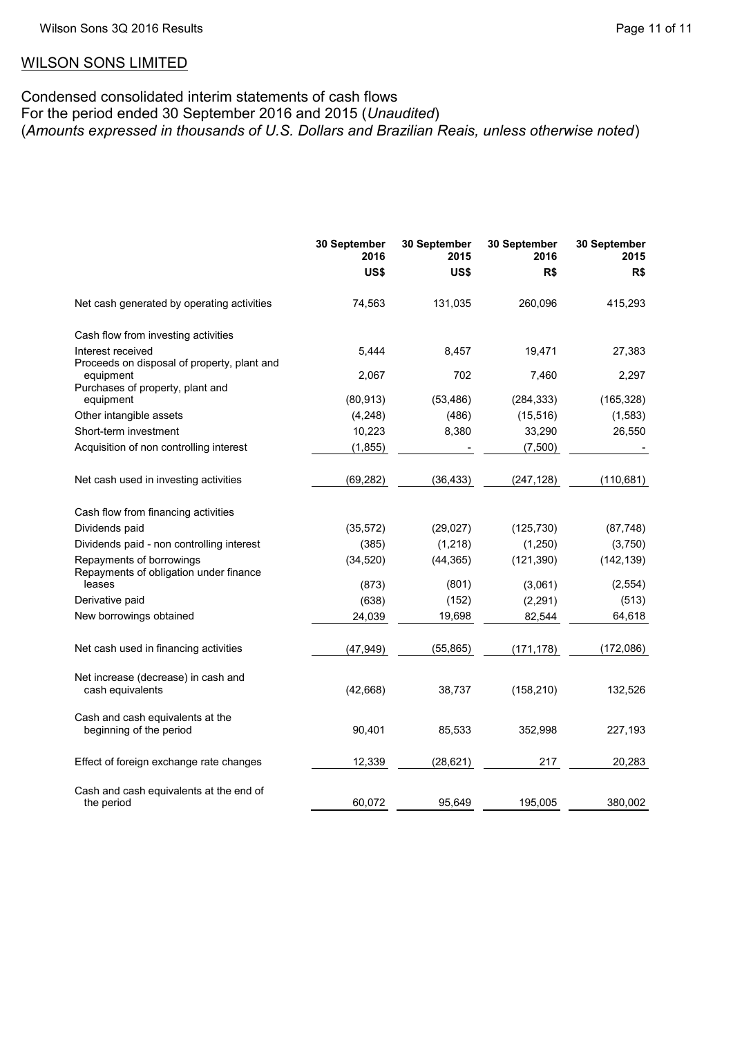## WILSON SONS LIMITED

Condensed consolidated interim statements of cash flows
For the period ended 30 September 2016 and 2015 (*Unaudited*)
(*Amounts expressed in thousands of U.S. Dollars and Brazilian Reais, unless otherwise noted*)

| | 30 September 2016 | 30 September 2015 | 30 September 2016 | 30 September 2015 |
|---|---|---|---|---|
| | US$ | US$ | R$ | R$ |
| Net cash generated by operating activities | 74,563 | 131,035 | 260,096 | 415,293 |
| Cash flow from investing activities | | | | |
| Interest received | 5,444 | 8,457 | 19,471 | 27,383 |
| Proceeds on disposal of property, plant and equipment | 2,067 | 702 | 7,460 | 2,297 |
| Purchases of property, plant and equipment | (80,913) | (53,486) | (284,333) | (165,328) |
| Other intangible assets | (4,248) | (486) | (15,516) | (1,583) |
| Short-term investment | 10,223 | 8,380 | 33,290 | 26,550 |
| Acquisition of non controlling interest | (1,855) | - | (7,500) | - |
| Net cash used in investing activities | (69,282) | (36,433) | (247,128) | (110,681) |
| Cash flow from financing activities | | | | |
| Dividends paid | (35,572) | (29,027) | (125,730) | (87,748) |
| Dividends paid - non controlling interest | (385) | (1,218) | (1,250) | (3,750) |
| Repayments of borrowings | (34,520) | (44,365) | (121,390) | (142,139) |
| Repayments of obligation under finance leases | (873) | (801) | (3,061) | (2,554) |
| Derivative paid | (638) | (152) | (2,291) | (513) |
| New borrowings obtained | 24,039 | 19,698 | 82,544 | 64,618 |
| Net cash used in financing activities | (47,949) | (55,865) | (171,178) | (172,086) |
| Net increase (decrease) in cash and cash equivalents | (42,668) | 38,737 | (158,210) | 132,526 |
| Cash and cash equivalents at the beginning of the period | 90,401 | 85,533 | 352,998 | 227,193 |
| Effect of foreign exchange rate changes | 12,339 | (28,621) | 217 | 20,283 |
| Cash and cash equivalents at the end of the period | 60,072 | 95,649 | 195,005 | 380,002 |